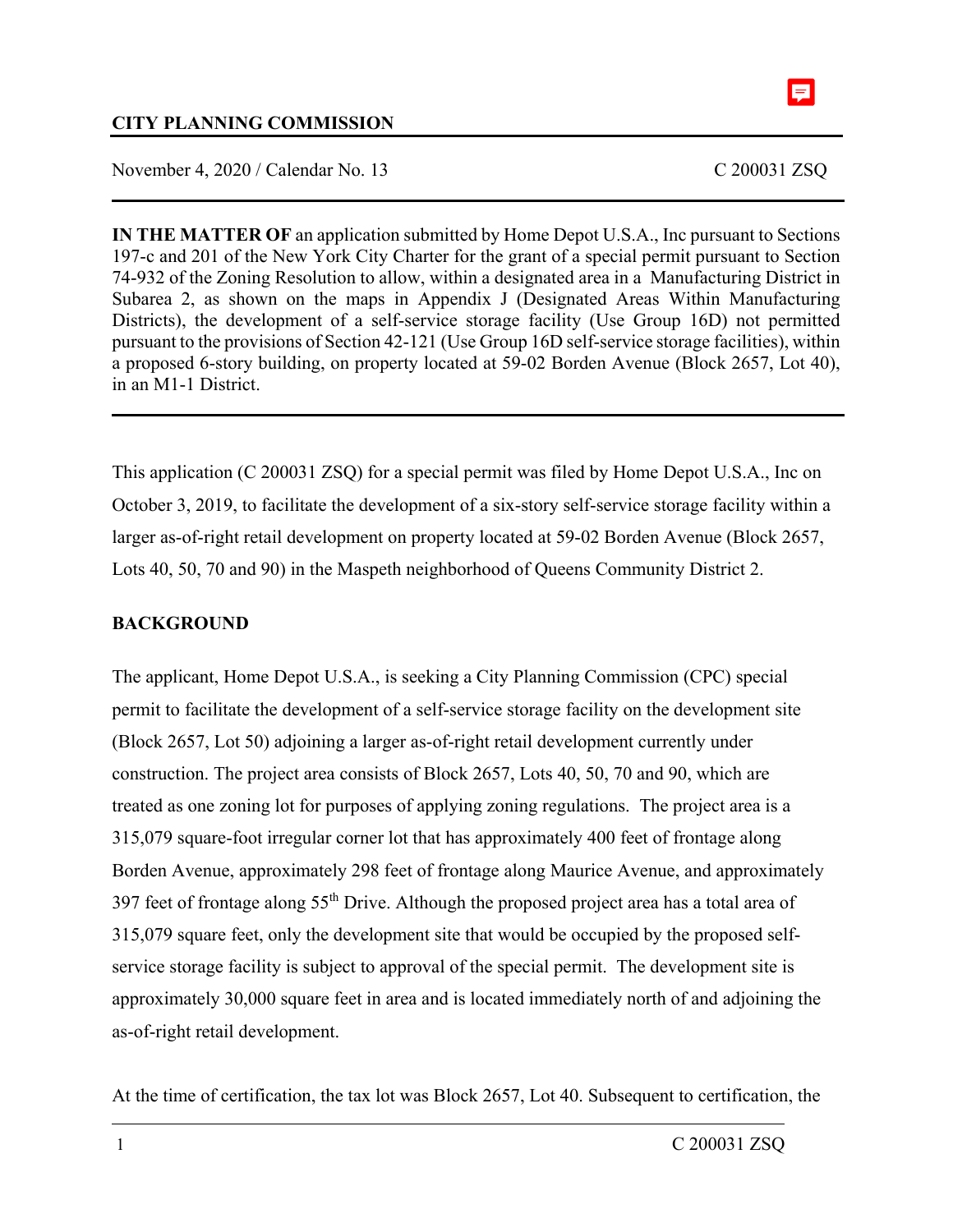**CITY PLANNING COMMISSION**

November 4, 2020 / Calendar No. 13 C 200031 ZSQ

---

**IN THE MATTER OF** an application submitted by Home Depot U.S.A., Inc pursuant to Sections 197-c and 201 of the New York City Charter for the grant of a special permit pursuant to Section 74-932 of the Zoning Resolution to allow, within a designated area in a Manufacturing District in Subarea 2, as shown on the maps in Appendix J (Designated Areas Within Manufacturing Districts), the development of a self-service storage facility (Use Group 16D) not permitted pursuant to the provisions of Section 42-121 (Use Group 16D self-service storage facilities), within a proposed 6-story building, on property located at 59-02 Borden Avenue (Block 2657, Lot 40), in an M1-1 District.

---

This application (C 200031 ZSQ) for a special permit was filed by Home Depot U.S.A., Inc on October 3, 2019, to facilitate the development of a six-story self-service storage facility within a larger as-of-right retail development on property located at 59-02 Borden Avenue (Block 2657, Lots 40, 50, 70 and 90) in the Maspeth neighborhood of Queens Community District 2.

## BACKGROUND

The applicant, Home Depot U.S.A., is seeking a City Planning Commission (CPC) special permit to facilitate the development of a self-service storage facility on the development site (Block 2657, Lot 50) adjoining a larger as-of-right retail development currently under construction. The project area consists of Block 2657, Lots 40, 50, 70 and 90, which are treated as one zoning lot for purposes of applying zoning regulations. The project area is a 315,079 square-foot irregular corner lot that has approximately 400 feet of frontage along Borden Avenue, approximately 298 feet of frontage along Maurice Avenue, and approximately 397 feet of frontage along 55th Drive. Although the proposed project area has a total area of 315,079 square feet, only the development site that would be occupied by the proposed self-service storage facility is subject to approval of the special permit. The development site is approximately 30,000 square feet in area and is located immediately north of and adjoining the as-of-right retail development.

At the time of certification, the tax lot was Block 2657, Lot 40. Subsequent to certification, the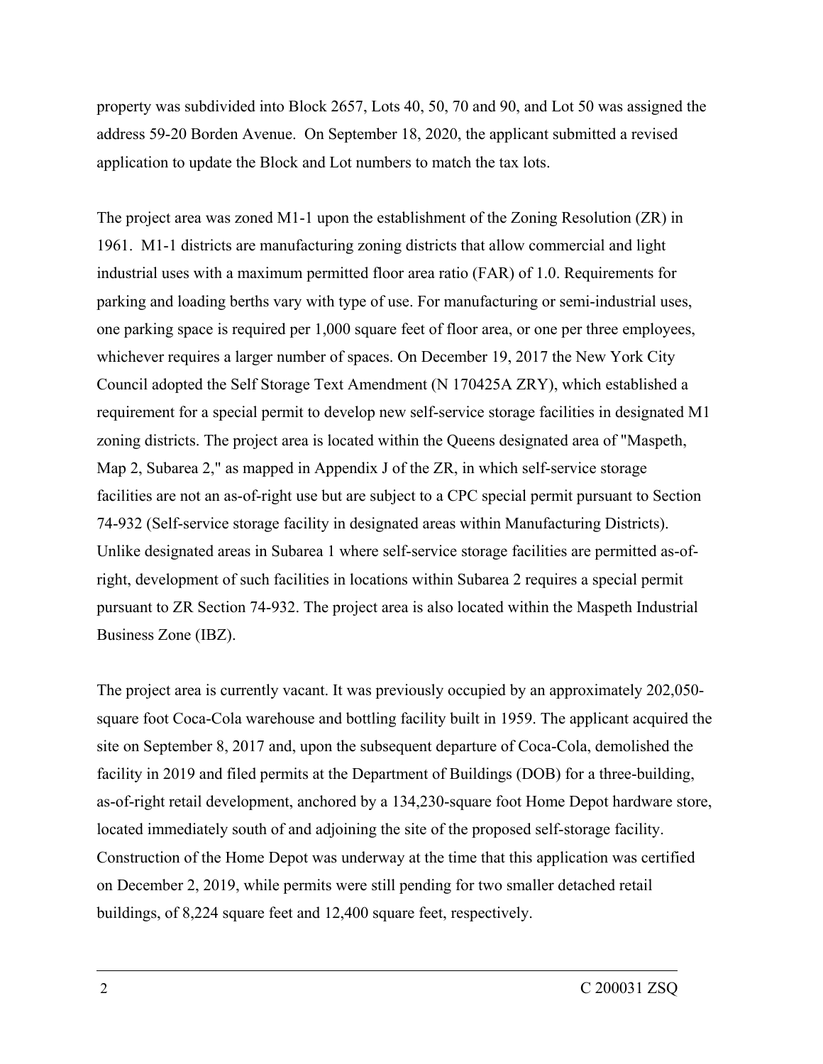property was subdivided into Block 2657, Lots 40, 50, 70 and 90, and Lot 50 was assigned the address 59-20 Borden Avenue. On September 18, 2020, the applicant submitted a revised application to update the Block and Lot numbers to match the tax lots.

The project area was zoned M1-1 upon the establishment of the Zoning Resolution (ZR) in 1961. M1-1 districts are manufacturing zoning districts that allow commercial and light industrial uses with a maximum permitted floor area ratio (FAR) of 1.0. Requirements for parking and loading berths vary with type of use. For manufacturing or semi-industrial uses, one parking space is required per 1,000 square feet of floor area, or one per three employees, whichever requires a larger number of spaces. On December 19, 2017 the New York City Council adopted the Self Storage Text Amendment (N 170425A ZRY), which established a requirement for a special permit to develop new self-service storage facilities in designated M1 zoning districts. The project area is located within the Queens designated area of "Maspeth, Map 2, Subarea 2," as mapped in Appendix J of the ZR, in which self-service storage facilities are not an as-of-right use but are subject to a CPC special permit pursuant to Section 74-932 (Self-service storage facility in designated areas within Manufacturing Districts). Unlike designated areas in Subarea 1 where self-service storage facilities are permitted as-of-right, development of such facilities in locations within Subarea 2 requires a special permit pursuant to ZR Section 74-932. The project area is also located within the Maspeth Industrial Business Zone (IBZ).

The project area is currently vacant. It was previously occupied by an approximately 202,050-square foot Coca-Cola warehouse and bottling facility built in 1959. The applicant acquired the site on September 8, 2017 and, upon the subsequent departure of Coca-Cola, demolished the facility in 2019 and filed permits at the Department of Buildings (DOB) for a three-building, as-of-right retail development, anchored by a 134,230-square foot Home Depot hardware store, located immediately south of and adjoining the site of the proposed self-storage facility. Construction of the Home Depot was underway at the time that this application was certified on December 2, 2019, while permits were still pending for two smaller detached retail buildings, of 8,224 square feet and 12,400 square feet, respectively.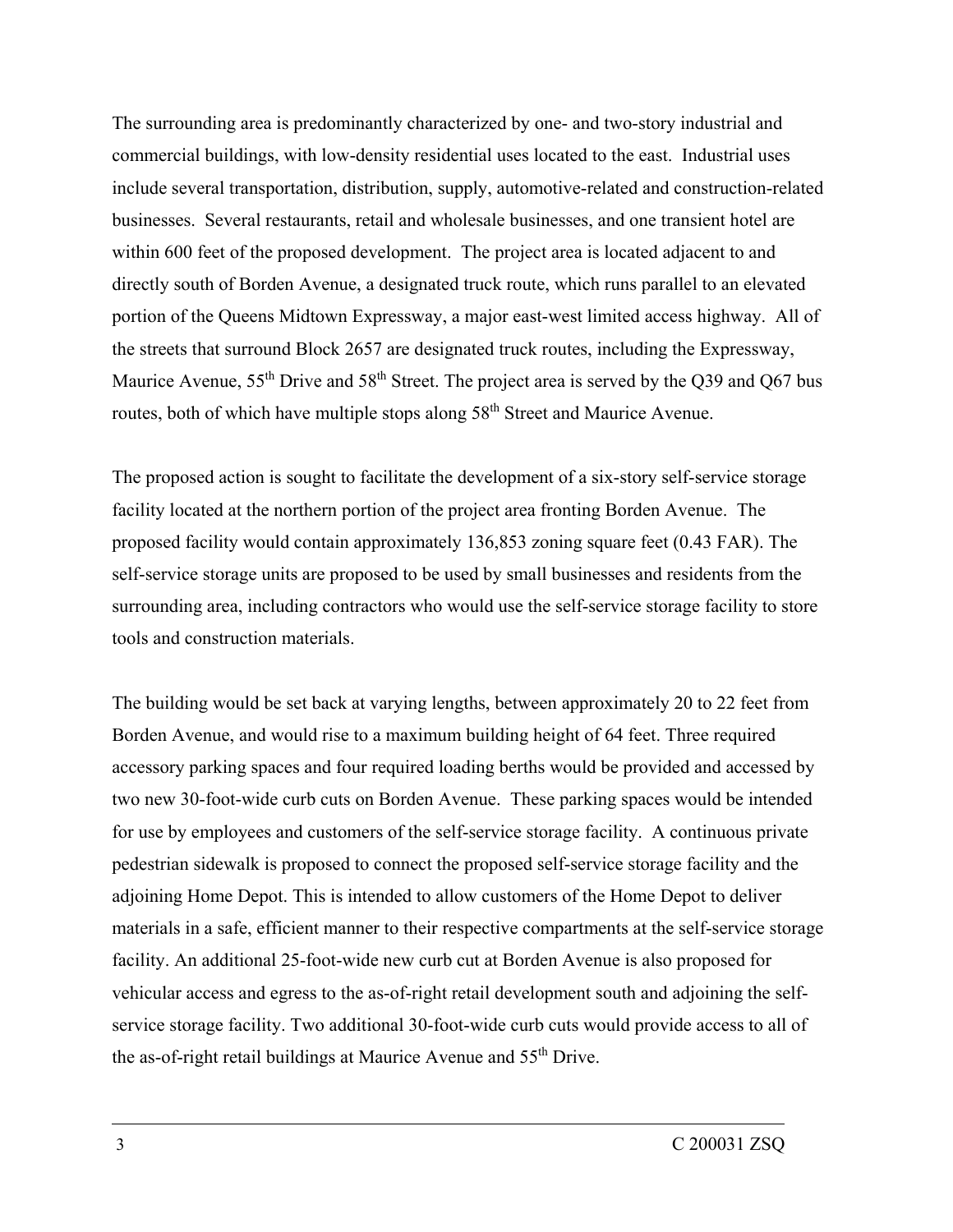The surrounding area is predominantly characterized by one- and two-story industrial and commercial buildings, with low-density residential uses located to the east. Industrial uses include several transportation, distribution, supply, automotive-related and construction-related businesses. Several restaurants, retail and wholesale businesses, and one transient hotel are within 600 feet of the proposed development. The project area is located adjacent to and directly south of Borden Avenue, a designated truck route, which runs parallel to an elevated portion of the Queens Midtown Expressway, a major east-west limited access highway. All of the streets that surround Block 2657 are designated truck routes, including the Expressway, Maurice Avenue, 55th Drive and 58th Street. The project area is served by the Q39 and Q67 bus routes, both of which have multiple stops along 58th Street and Maurice Avenue.

The proposed action is sought to facilitate the development of a six-story self-service storage facility located at the northern portion of the project area fronting Borden Avenue. The proposed facility would contain approximately 136,853 zoning square feet (0.43 FAR). The self-service storage units are proposed to be used by small businesses and residents from the surrounding area, including contractors who would use the self-service storage facility to store tools and construction materials.

The building would be set back at varying lengths, between approximately 20 to 22 feet from Borden Avenue, and would rise to a maximum building height of 64 feet. Three required accessory parking spaces and four required loading berths would be provided and accessed by two new 30-foot-wide curb cuts on Borden Avenue. These parking spaces would be intended for use by employees and customers of the self-service storage facility. A continuous private pedestrian sidewalk is proposed to connect the proposed self-service storage facility and the adjoining Home Depot. This is intended to allow customers of the Home Depot to deliver materials in a safe, efficient manner to their respective compartments at the self-service storage facility. An additional 25-foot-wide new curb cut at Borden Avenue is also proposed for vehicular access and egress to the as-of-right retail development south and adjoining the self-service storage facility. Two additional 30-foot-wide curb cuts would provide access to all of the as-of-right retail buildings at Maurice Avenue and 55th Drive.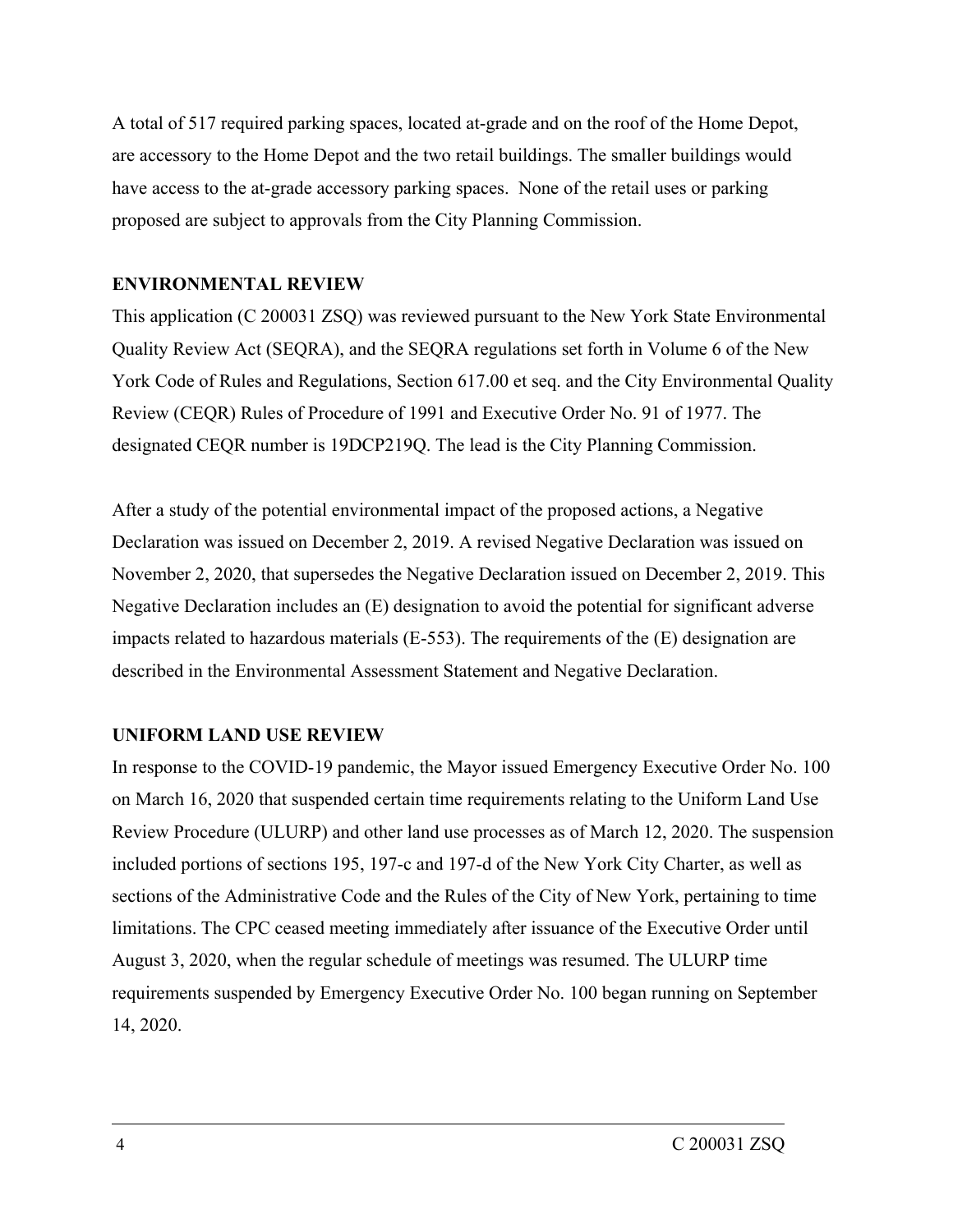A total of 517 required parking spaces, located at-grade and on the roof of the Home Depot, are accessory to the Home Depot and the two retail buildings. The smaller buildings would have access to the at-grade accessory parking spaces. None of the retail uses or parking proposed are subject to approvals from the City Planning Commission.

**ENVIRONMENTAL REVIEW**

This application (C 200031 ZSQ) was reviewed pursuant to the New York State Environmental Quality Review Act (SEQRA), and the SEQRA regulations set forth in Volume 6 of the New York Code of Rules and Regulations, Section 617.00 et seq. and the City Environmental Quality Review (CEQR) Rules of Procedure of 1991 and Executive Order No. 91 of 1977. The designated CEQR number is 19DCP219Q. The lead is the City Planning Commission.

After a study of the potential environmental impact of the proposed actions, a Negative Declaration was issued on December 2, 2019. A revised Negative Declaration was issued on November 2, 2020, that supersedes the Negative Declaration issued on December 2, 2019. This Negative Declaration includes an (E) designation to avoid the potential for significant adverse impacts related to hazardous materials (E-553). The requirements of the (E) designation are described in the Environmental Assessment Statement and Negative Declaration.

**UNIFORM LAND USE REVIEW**

In response to the COVID-19 pandemic, the Mayor issued Emergency Executive Order No. 100 on March 16, 2020 that suspended certain time requirements relating to the Uniform Land Use Review Procedure (ULURP) and other land use processes as of March 12, 2020. The suspension included portions of sections 195, 197-c and 197-d of the New York City Charter, as well as sections of the Administrative Code and the Rules of the City of New York, pertaining to time limitations. The CPC ceased meeting immediately after issuance of the Executive Order until August 3, 2020, when the regular schedule of meetings was resumed. The ULURP time requirements suspended by Emergency Executive Order No. 100 began running on September 14, 2020.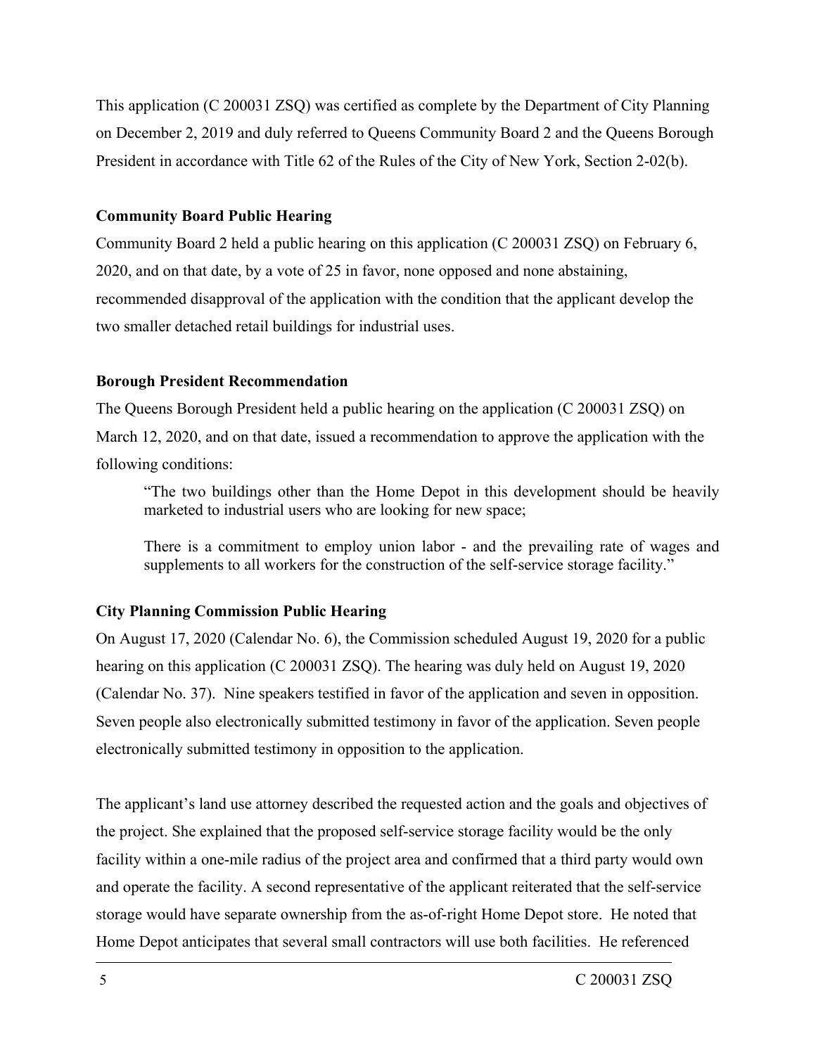This application (C 200031 ZSQ) was certified as complete by the Department of City Planning on December 2, 2019 and duly referred to Queens Community Board 2 and the Queens Borough President in accordance with Title 62 of the Rules of the City of New York, Section 2-02(b).

**Community Board Public Hearing**

Community Board 2 held a public hearing on this application (C 200031 ZSQ) on February 6, 2020, and on that date, by a vote of 25 in favor, none opposed and none abstaining, recommended disapproval of the application with the condition that the applicant develop the two smaller detached retail buildings for industrial uses.

**Borough President Recommendation**

The Queens Borough President held a public hearing on the application (C 200031 ZSQ) on March 12, 2020, and on that date, issued a recommendation to approve the application with the following conditions:

> "The two buildings other than the Home Depot in this development should be heavily marketed to industrial users who are looking for new space;
>
> There is a commitment to employ union labor - and the prevailing rate of wages and supplements to all workers for the construction of the self-service storage facility."

**City Planning Commission Public Hearing**

On August 17, 2020 (Calendar No. 6), the Commission scheduled August 19, 2020 for a public hearing on this application (C 200031 ZSQ). The hearing was duly held on August 19, 2020 (Calendar No. 37). Nine speakers testified in favor of the application and seven in opposition. Seven people also electronically submitted testimony in favor of the application. Seven people electronically submitted testimony in opposition to the application.

The applicant's land use attorney described the requested action and the goals and objectives of the project. She explained that the proposed self-service storage facility would be the only facility within a one-mile radius of the project area and confirmed that a third party would own and operate the facility. A second representative of the applicant reiterated that the self-service storage would have separate ownership from the as-of-right Home Depot store. He noted that Home Depot anticipates that several small contractors will use both facilities. He referenced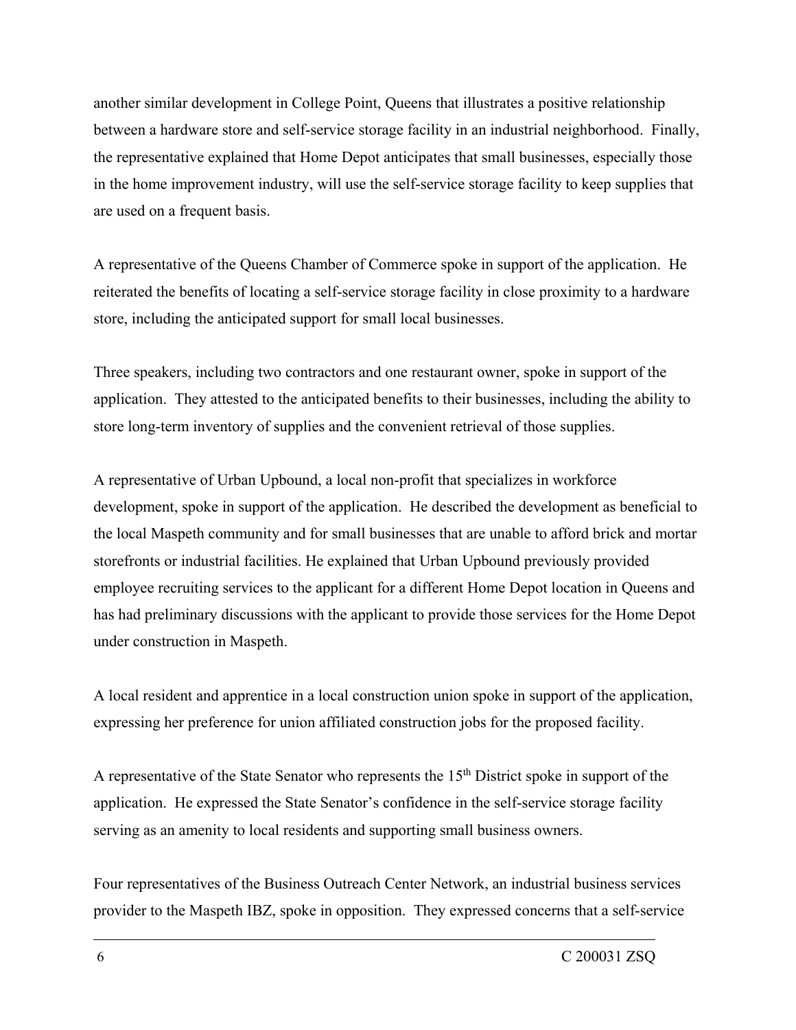another similar development in College Point, Queens that illustrates a positive relationship between a hardware store and self-service storage facility in an industrial neighborhood. Finally, the representative explained that Home Depot anticipates that small businesses, especially those in the home improvement industry, will use the self-service storage facility to keep supplies that are used on a frequent basis.

A representative of the Queens Chamber of Commerce spoke in support of the application. He reiterated the benefits of locating a self-service storage facility in close proximity to a hardware store, including the anticipated support for small local businesses.

Three speakers, including two contractors and one restaurant owner, spoke in support of the application. They attested to the anticipated benefits to their businesses, including the ability to store long-term inventory of supplies and the convenient retrieval of those supplies.

A representative of Urban Upbound, a local non-profit that specializes in workforce development, spoke in support of the application. He described the development as beneficial to the local Maspeth community and for small businesses that are unable to afford brick and mortar storefronts or industrial facilities. He explained that Urban Upbound previously provided employee recruiting services to the applicant for a different Home Depot location in Queens and has had preliminary discussions with the applicant to provide those services for the Home Depot under construction in Maspeth.

A local resident and apprentice in a local construction union spoke in support of the application, expressing her preference for union affiliated construction jobs for the proposed facility.

A representative of the State Senator who represents the 15th District spoke in support of the application. He expressed the State Senator's confidence in the self-service storage facility serving as an amenity to local residents and supporting small business owners.

Four representatives of the Business Outreach Center Network, an industrial business services provider to the Maspeth IBZ, spoke in opposition. They expressed concerns that a self-service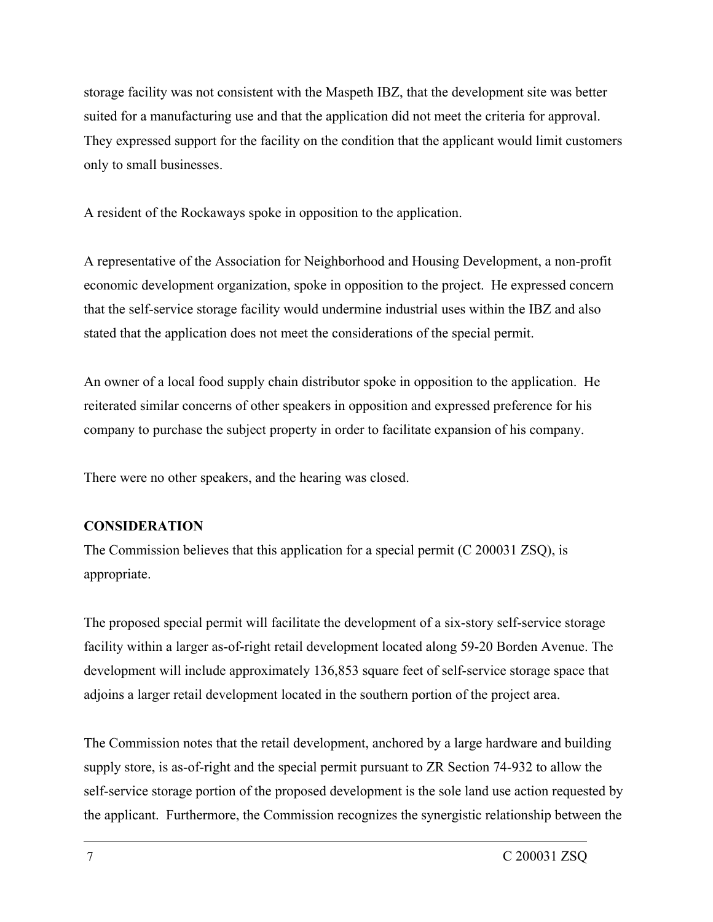storage facility was not consistent with the Maspeth IBZ, that the development site was better suited for a manufacturing use and that the application did not meet the criteria for approval. They expressed support for the facility on the condition that the applicant would limit customers only to small businesses.

A resident of the Rockaways spoke in opposition to the application.

A representative of the Association for Neighborhood and Housing Development, a non-profit economic development organization, spoke in opposition to the project. He expressed concern that the self-service storage facility would undermine industrial uses within the IBZ and also stated that the application does not meet the considerations of the special permit.

An owner of a local food supply chain distributor spoke in opposition to the application. He reiterated similar concerns of other speakers in opposition and expressed preference for his company to purchase the subject property in order to facilitate expansion of his company.

There were no other speakers, and the hearing was closed.

**CONSIDERATION**

The Commission believes that this application for a special permit (C 200031 ZSQ), is appropriate.

The proposed special permit will facilitate the development of a six-story self-service storage facility within a larger as-of-right retail development located along 59-20 Borden Avenue. The development will include approximately 136,853 square feet of self-service storage space that adjoins a larger retail development located in the southern portion of the project area.

The Commission notes that the retail development, anchored by a large hardware and building supply store, is as-of-right and the special permit pursuant to ZR Section 74-932 to allow the self-service storage portion of the proposed development is the sole land use action requested by the applicant. Furthermore, the Commission recognizes the synergistic relationship between the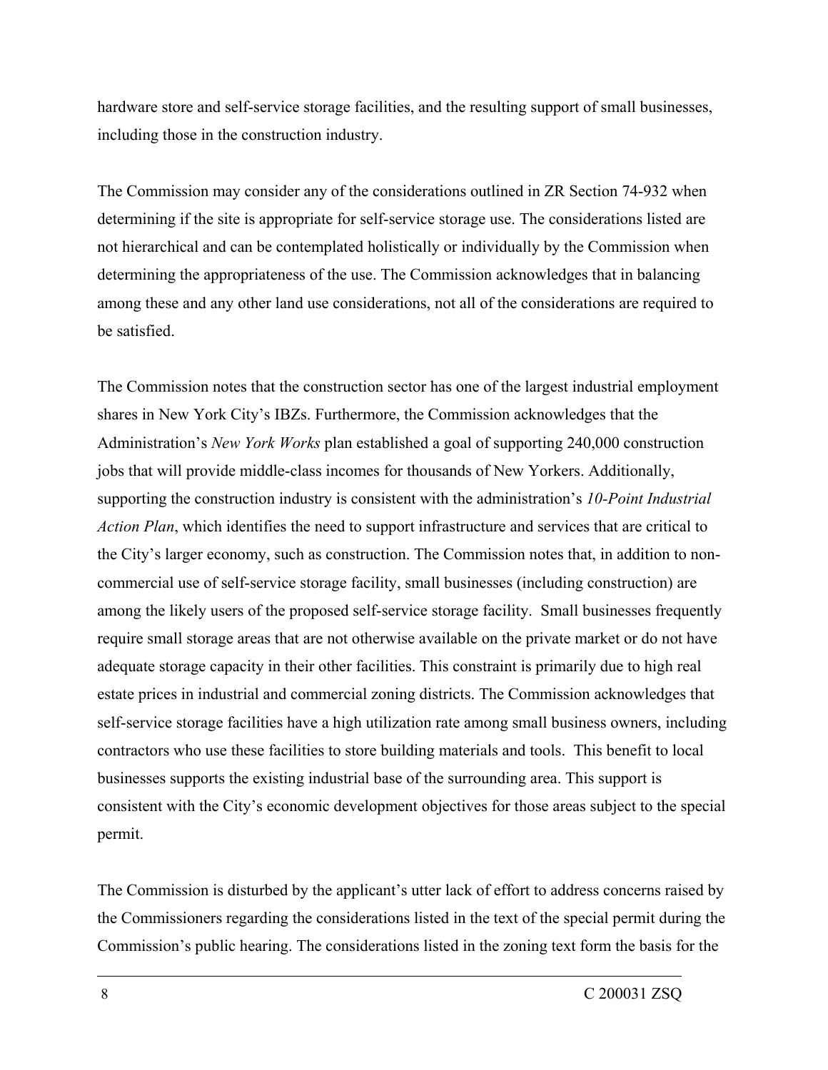hardware store and self-service storage facilities, and the resulting support of small businesses, including those in the construction industry.

The Commission may consider any of the considerations outlined in ZR Section 74-932 when determining if the site is appropriate for self-service storage use. The considerations listed are not hierarchical and can be contemplated holistically or individually by the Commission when determining the appropriateness of the use. The Commission acknowledges that in balancing among these and any other land use considerations, not all of the considerations are required to be satisfied.

The Commission notes that the construction sector has one of the largest industrial employment shares in New York City's IBZs. Furthermore, the Commission acknowledges that the Administration's *New York Works* plan established a goal of supporting 240,000 construction jobs that will provide middle-class incomes for thousands of New Yorkers. Additionally, supporting the construction industry is consistent with the administration's *10-Point Industrial Action Plan*, which identifies the need to support infrastructure and services that are critical to the City's larger economy, such as construction. The Commission notes that, in addition to non-commercial use of self-service storage facility, small businesses (including construction) are among the likely users of the proposed self-service storage facility. Small businesses frequently require small storage areas that are not otherwise available on the private market or do not have adequate storage capacity in their other facilities. This constraint is primarily due to high real estate prices in industrial and commercial zoning districts. The Commission acknowledges that self-service storage facilities have a high utilization rate among small business owners, including contractors who use these facilities to store building materials and tools. This benefit to local businesses supports the existing industrial base of the surrounding area. This support is consistent with the City's economic development objectives for those areas subject to the special permit.

The Commission is disturbed by the applicant's utter lack of effort to address concerns raised by the Commissioners regarding the considerations listed in the text of the special permit during the Commission's public hearing. The considerations listed in the zoning text form the basis for the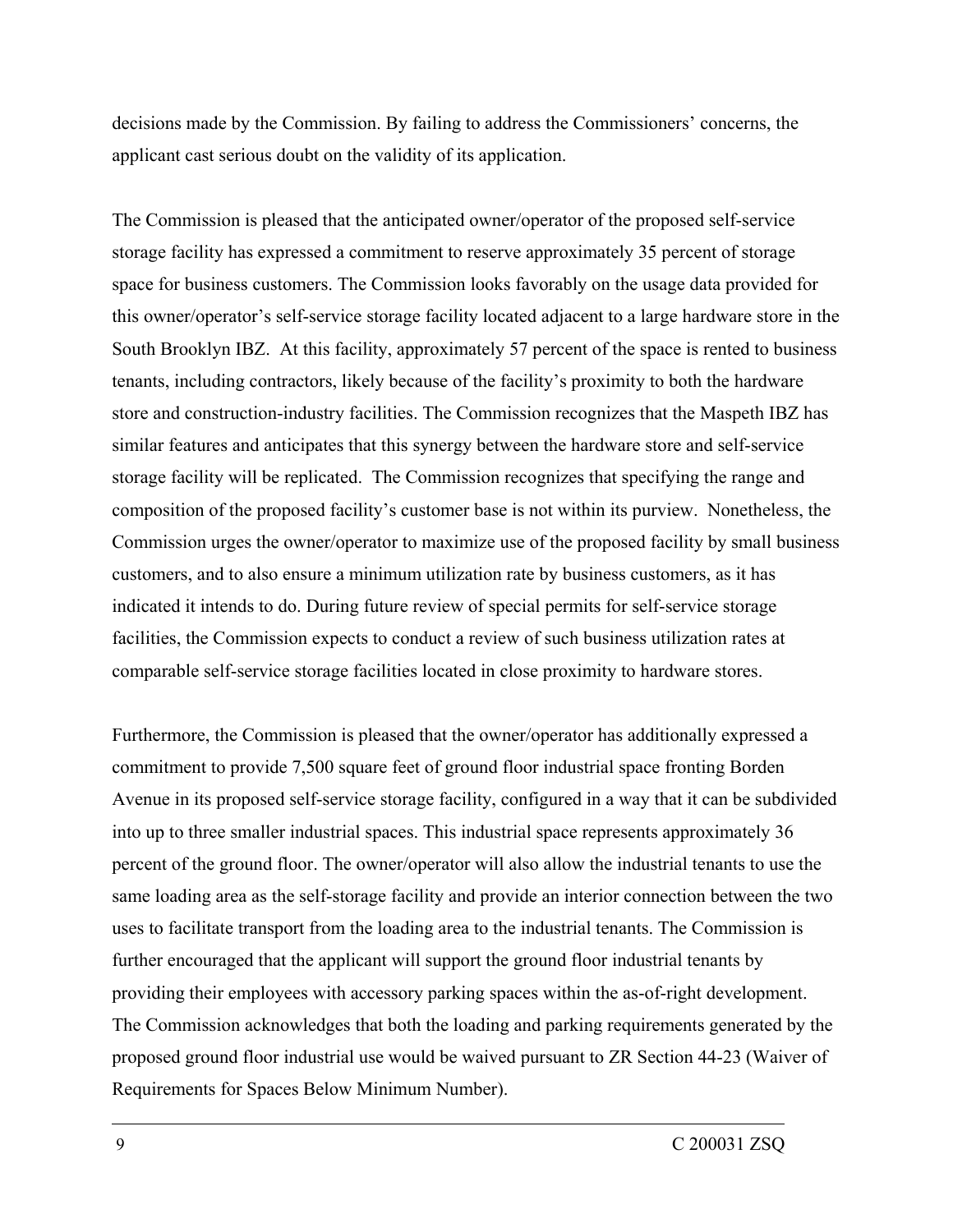decisions made by the Commission. By failing to address the Commissioners' concerns, the applicant cast serious doubt on the validity of its application.

The Commission is pleased that the anticipated owner/operator of the proposed self-service storage facility has expressed a commitment to reserve approximately 35 percent of storage space for business customers. The Commission looks favorably on the usage data provided for this owner/operator's self-service storage facility located adjacent to a large hardware store in the South Brooklyn IBZ. At this facility, approximately 57 percent of the space is rented to business tenants, including contractors, likely because of the facility's proximity to both the hardware store and construction-industry facilities. The Commission recognizes that the Maspeth IBZ has similar features and anticipates that this synergy between the hardware store and self-service storage facility will be replicated. The Commission recognizes that specifying the range and composition of the proposed facility's customer base is not within its purview. Nonetheless, the Commission urges the owner/operator to maximize use of the proposed facility by small business customers, and to also ensure a minimum utilization rate by business customers, as it has indicated it intends to do. During future review of special permits for self-service storage facilities, the Commission expects to conduct a review of such business utilization rates at comparable self-service storage facilities located in close proximity to hardware stores.

Furthermore, the Commission is pleased that the owner/operator has additionally expressed a commitment to provide 7,500 square feet of ground floor industrial space fronting Borden Avenue in its proposed self-service storage facility, configured in a way that it can be subdivided into up to three smaller industrial spaces. This industrial space represents approximately 36 percent of the ground floor. The owner/operator will also allow the industrial tenants to use the same loading area as the self-storage facility and provide an interior connection between the two uses to facilitate transport from the loading area to the industrial tenants. The Commission is further encouraged that the applicant will support the ground floor industrial tenants by providing their employees with accessory parking spaces within the as-of-right development. The Commission acknowledges that both the loading and parking requirements generated by the proposed ground floor industrial use would be waived pursuant to ZR Section 44-23 (Waiver of Requirements for Spaces Below Minimum Number).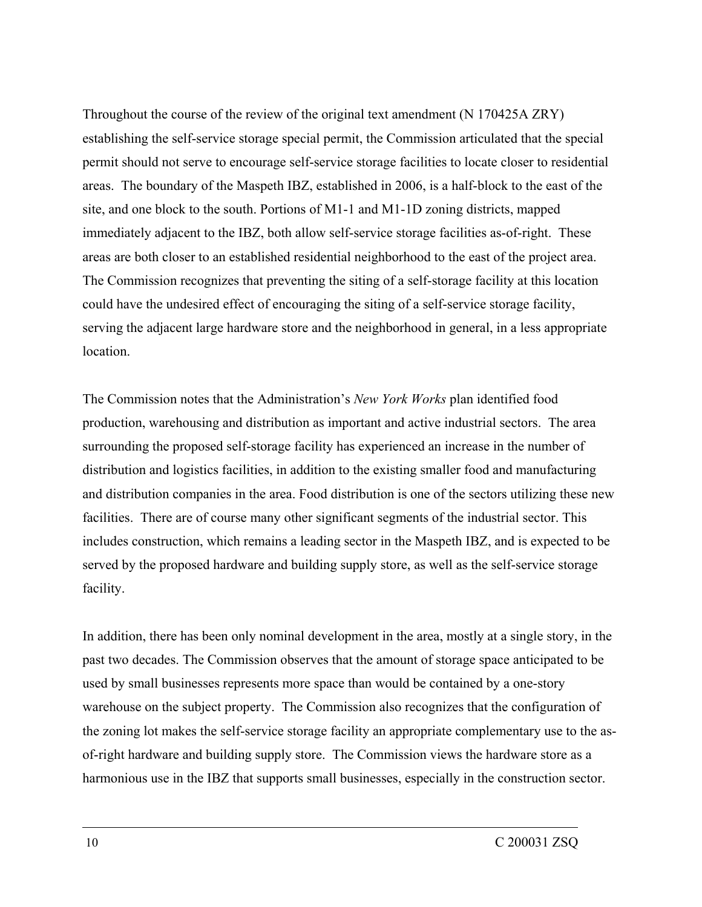Throughout the course of the review of the original text amendment (N 170425A ZRY) establishing the self-service storage special permit, the Commission articulated that the special permit should not serve to encourage self-service storage facilities to locate closer to residential areas. The boundary of the Maspeth IBZ, established in 2006, is a half-block to the east of the site, and one block to the south. Portions of M1-1 and M1-1D zoning districts, mapped immediately adjacent to the IBZ, both allow self-service storage facilities as-of-right. These areas are both closer to an established residential neighborhood to the east of the project area. The Commission recognizes that preventing the siting of a self-storage facility at this location could have the undesired effect of encouraging the siting of a self-service storage facility, serving the adjacent large hardware store and the neighborhood in general, in a less appropriate location.

The Commission notes that the Administration's *New York Works* plan identified food production, warehousing and distribution as important and active industrial sectors. The area surrounding the proposed self-storage facility has experienced an increase in the number of distribution and logistics facilities, in addition to the existing smaller food and manufacturing and distribution companies in the area. Food distribution is one of the sectors utilizing these new facilities. There are of course many other significant segments of the industrial sector. This includes construction, which remains a leading sector in the Maspeth IBZ, and is expected to be served by the proposed hardware and building supply store, as well as the self-service storage facility.

In addition, there has been only nominal development in the area, mostly at a single story, in the past two decades. The Commission observes that the amount of storage space anticipated to be used by small businesses represents more space than would be contained by a one-story warehouse on the subject property. The Commission also recognizes that the configuration of the zoning lot makes the self-service storage facility an appropriate complementary use to the as-of-right hardware and building supply store. The Commission views the hardware store as a harmonious use in the IBZ that supports small businesses, especially in the construction sector.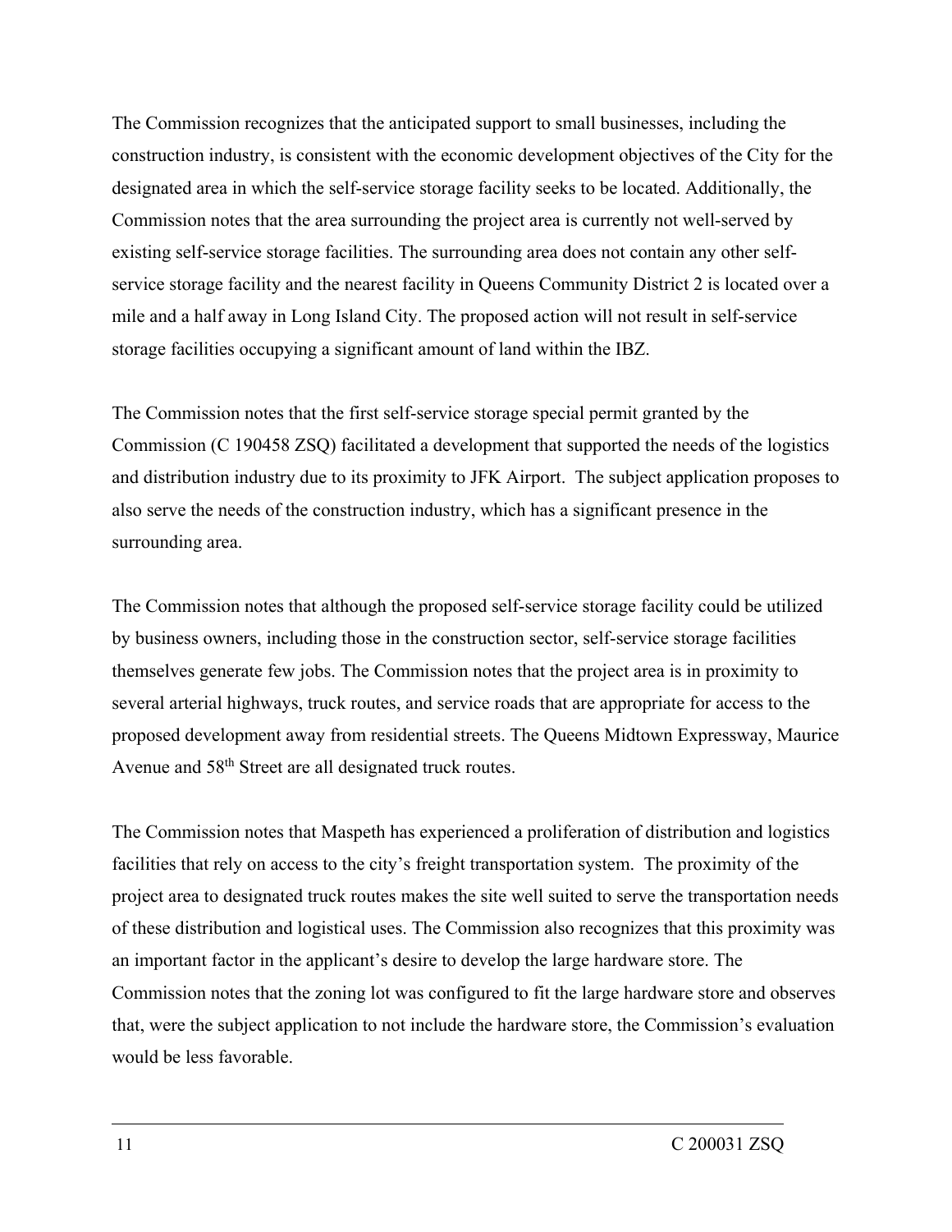The Commission recognizes that the anticipated support to small businesses, including the construction industry, is consistent with the economic development objectives of the City for the designated area in which the self-service storage facility seeks to be located. Additionally, the Commission notes that the area surrounding the project area is currently not well-served by existing self-service storage facilities. The surrounding area does not contain any other self-service storage facility and the nearest facility in Queens Community District 2 is located over a mile and a half away in Long Island City. The proposed action will not result in self-service storage facilities occupying a significant amount of land within the IBZ.

The Commission notes that the first self-service storage special permit granted by the Commission (C 190458 ZSQ) facilitated a development that supported the needs of the logistics and distribution industry due to its proximity to JFK Airport. The subject application proposes to also serve the needs of the construction industry, which has a significant presence in the surrounding area.

The Commission notes that although the proposed self-service storage facility could be utilized by business owners, including those in the construction sector, self-service storage facilities themselves generate few jobs. The Commission notes that the project area is in proximity to several arterial highways, truck routes, and service roads that are appropriate for access to the proposed development away from residential streets. The Queens Midtown Expressway, Maurice Avenue and 58th Street are all designated truck routes.

The Commission notes that Maspeth has experienced a proliferation of distribution and logistics facilities that rely on access to the city's freight transportation system. The proximity of the project area to designated truck routes makes the site well suited to serve the transportation needs of these distribution and logistical uses. The Commission also recognizes that this proximity was an important factor in the applicant's desire to develop the large hardware store. The Commission notes that the zoning lot was configured to fit the large hardware store and observes that, were the subject application to not include the hardware store, the Commission's evaluation would be less favorable.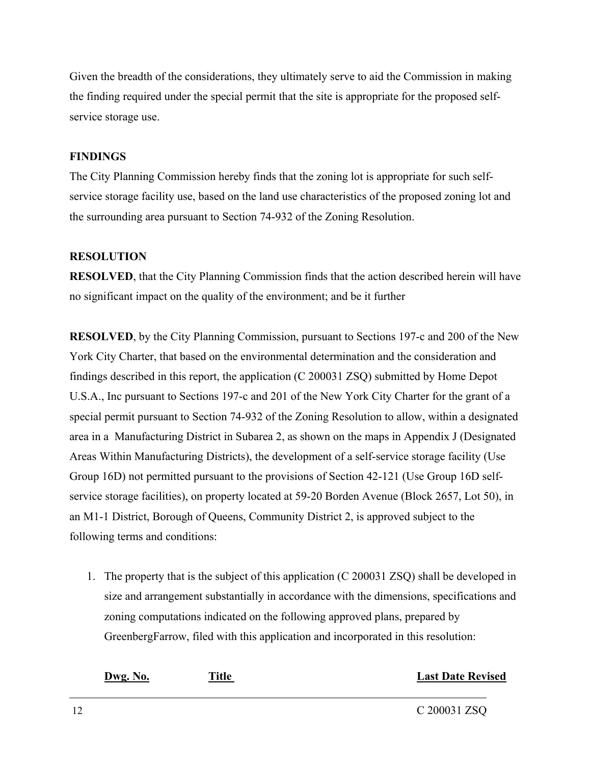Given the breadth of the considerations, they ultimately serve to aid the Commission in making the finding required under the special permit that the site is appropriate for the proposed self-service storage use.

**FINDINGS**

The City Planning Commission hereby finds that the zoning lot is appropriate for such self-service storage facility use, based on the land use characteristics of the proposed zoning lot and the surrounding area pursuant to Section 74-932 of the Zoning Resolution.

**RESOLUTION**

**RESOLVED**, that the City Planning Commission finds that the action described herein will have no significant impact on the quality of the environment; and be it further

**RESOLVED**, by the City Planning Commission, pursuant to Sections 197-c and 200 of the New York City Charter, that based on the environmental determination and the consideration and findings described in this report, the application (C 200031 ZSQ) submitted by Home Depot U.S.A., Inc pursuant to Sections 197-c and 201 of the New York City Charter for the grant of a special permit pursuant to Section 74-932 of the Zoning Resolution to allow, within a designated area in a Manufacturing District in Subarea 2, as shown on the maps in Appendix J (Designated Areas Within Manufacturing Districts), the development of a self-service storage facility (Use Group 16D) not permitted pursuant to the provisions of Section 42-121 (Use Group 16D self-service storage facilities), on property located at 59-20 Borden Avenue (Block 2657, Lot 50), in an M1-1 District, Borough of Queens, Community District 2, is approved subject to the following terms and conditions:

1. The property that is the subject of this application (C 200031 ZSQ) shall be developed in size and arrangement substantially in accordance with the dimensions, specifications and zoning computations indicated on the following approved plans, prepared by GreenbergFarrow, filed with this application and incorporated in this resolution:

| Dwg. No. | Title | Last Date Revised |
|---|---|---|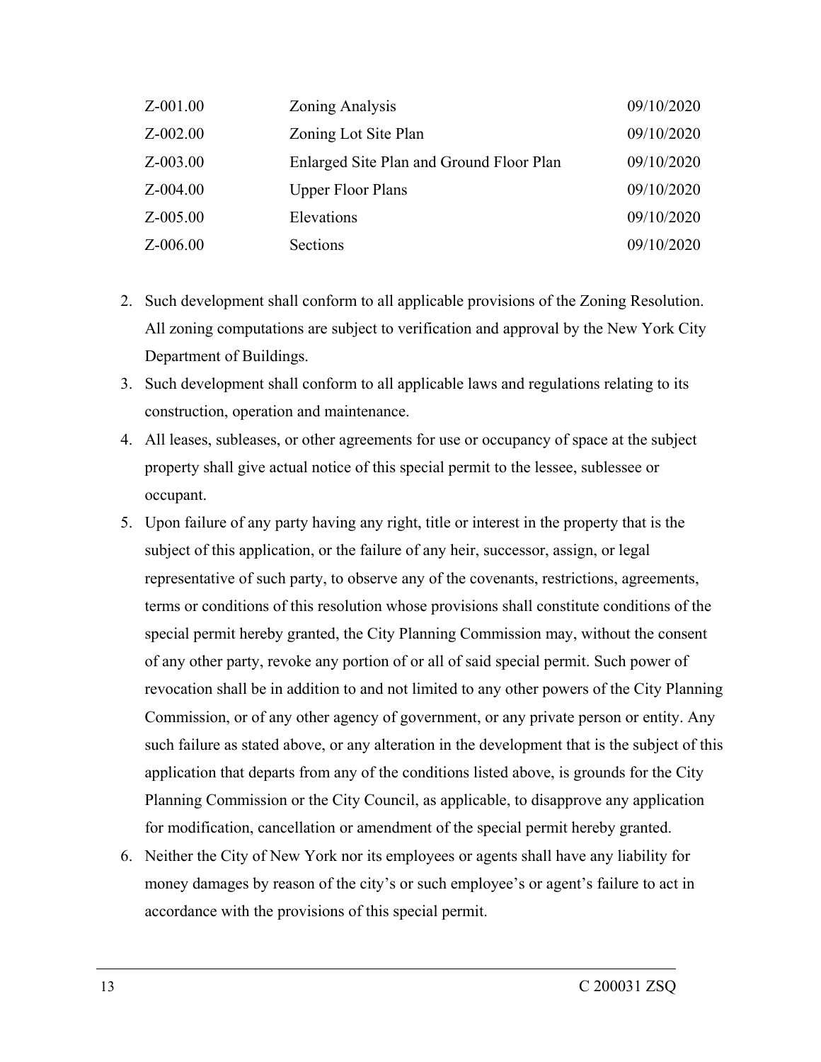| | | |
|---|---|---|
| Z-001.00 | Zoning Analysis | 09/10/2020 |
| Z-002.00 | Zoning Lot Site Plan | 09/10/2020 |
| Z-003.00 | Enlarged Site Plan and Ground Floor Plan | 09/10/2020 |
| Z-004.00 | Upper Floor Plans | 09/10/2020 |
| Z-005.00 | Elevations | 09/10/2020 |
| Z-006.00 | Sections | 09/10/2020 |

2. Such development shall conform to all applicable provisions of the Zoning Resolution. All zoning computations are subject to verification and approval by the New York City Department of Buildings.
3. Such development shall conform to all applicable laws and regulations relating to its construction, operation and maintenance.
4. All leases, subleases, or other agreements for use or occupancy of space at the subject property shall give actual notice of this special permit to the lessee, sublessee or occupant.
5. Upon failure of any party having any right, title or interest in the property that is the subject of this application, or the failure of any heir, successor, assign, or legal representative of such party, to observe any of the covenants, restrictions, agreements, terms or conditions of this resolution whose provisions shall constitute conditions of the special permit hereby granted, the City Planning Commission may, without the consent of any other party, revoke any portion of or all of said special permit. Such power of revocation shall be in addition to and not limited to any other powers of the City Planning Commission, or of any other agency of government, or any private person or entity. Any such failure as stated above, or any alteration in the development that is the subject of this application that departs from any of the conditions listed above, is grounds for the City Planning Commission or the City Council, as applicable, to disapprove any application for modification, cancellation or amendment of the special permit hereby granted.
6. Neither the City of New York nor its employees or agents shall have any liability for money damages by reason of the city's or such employee's or agent's failure to act in accordance with the provisions of this special permit.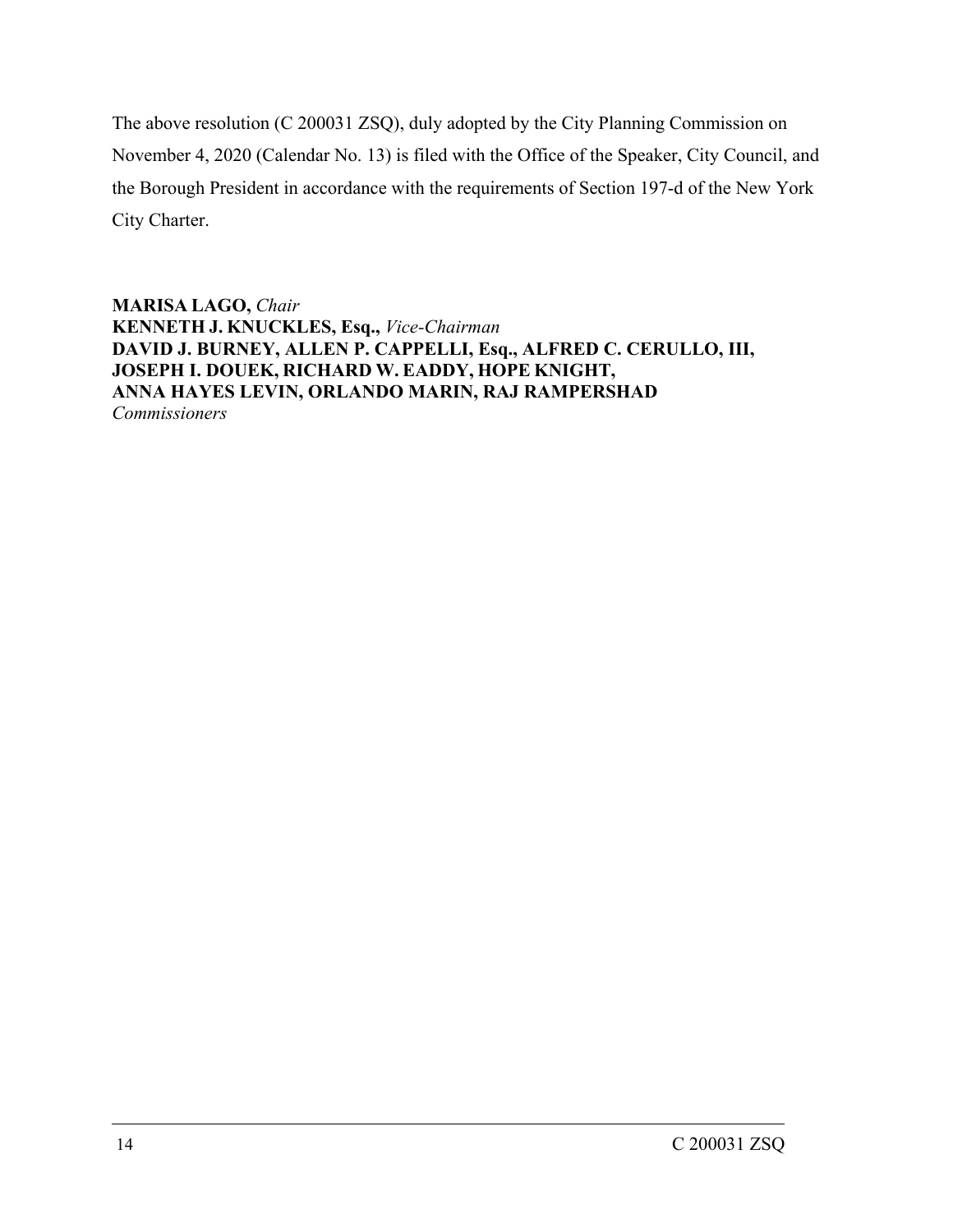The above resolution (C 200031 ZSQ), duly adopted by the City Planning Commission on November 4, 2020 (Calendar No. 13) is filed with the Office of the Speaker, City Council, and the Borough President in accordance with the requirements of Section 197-d of the New York City Charter.

**MARISA LAGO,** *Chair*
**KENNETH J. KNUCKLES, Esq.,** *Vice-Chairman*
**DAVID J. BURNEY, ALLEN P. CAPPELLI, Esq., ALFRED C. CERULLO, III, JOSEPH I. DOUEK, RICHARD W. EADDY, HOPE KNIGHT, ANNA HAYES LEVIN, ORLANDO MARIN, RAJ RAMPERSHAD**
*Commissioners*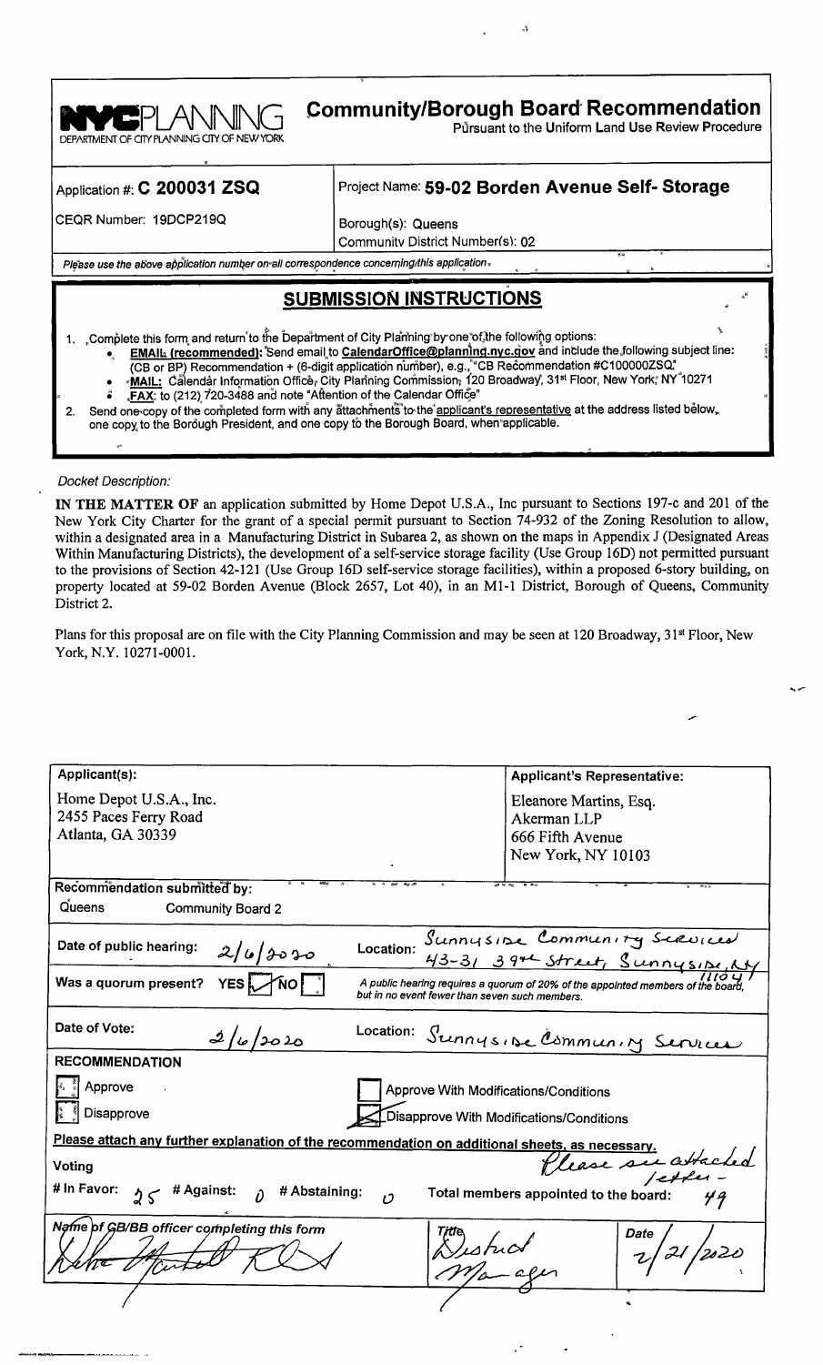**NYC PLANNING**
DEPARTMENT OF CITY PLANNING CITY OF NEW YORK

# Community/Borough Board Recommendation

Pursuant to the Uniform Land Use Review Procedure

| Application #: **C 200031 ZSQ** | Project Name: **59-02 Borden Avenue Self- Storage** |
|---|---|
| CEQR Number: 19DCP219Q | Borough(s): Queens<br>Community District Number(s): 02 |

*Please use the above application number on all correspondence concerning this application.*

## SUBMISSION INSTRUCTIONS

1. Complete this form and return to the Department of City Planning by one of the following options:
   - **EMAIL (recommended):** Send email to **CalendarOffice@planning.nyc.gov** and include the following subject line: (CB or BP) Recommendation + (6-digit application number), e.g., "CB Recommendation #C100000ZSQ"
   - **MAIL:** Calendar Information Office, City Planning Commission, 120 Broadway, 31st Floor, New York, NY 10271
   - **FAX:** to (212) 720-3488 and note "Attention of the Calendar Office"
2. Send one copy of the completed form with any attachments to the applicant's representative at the address listed below, one copy to the Borough President, and one copy to the Borough Board, when applicable.

*Docket Description:*

**IN THE MATTER OF** an application submitted by Home Depot U.S.A., Inc pursuant to Sections 197-c and 201 of the New York City Charter for the grant of a special permit pursuant to Section 74-932 of the Zoning Resolution to allow, within a designated area in a Manufacturing District in Subarea 2, as shown on the maps in Appendix J (Designated Areas Within Manufacturing Districts), the development of a self-service storage facility (Use Group 16D) not permitted pursuant to the provisions of Section 42-121 (Use Group 16D self-service storage facilities), within a proposed 6-story building, on property located at 59-02 Borden Avenue (Block 2657, Lot 40), in an M1-1 District, Borough of Queens, Community District 2.

Plans for this proposal are on file with the City Planning Commission and may be seen at 120 Broadway, 31st Floor, New York, N.Y. 10271-0001.

| Applicant(s): | Applicant's Representative: |
|---|---|
| Home Depot U.S.A., Inc.<br>2455 Paces Ferry Road<br>Atlanta, GA 30339 | Eleanore Martins, Esq.<br>Akerman LLP<br>666 Fifth Avenue<br>New York, NY 10103 |

**Recommendation submitted by:**
Queens Community Board 2

**Date of public hearing:** 2/6/2020 **Location:** Sunnyside Community Services 43-31 39th Street, Sunnyside, NY 11104

**Was a quorum present?** YES [X] NO [ ]
*A public hearing requires a quorum of 20% of the appointed members of the board, but in no event fewer than seven such members.*

**Date of Vote:** 2/6/2020 **Location:** Sunnyside Community Services

**RECOMMENDATION**

- [ ] Approve
- [ ] Disapprove
- [ ] Approve With Modifications/Conditions
- [X] Disapprove With Modifications/Conditions

**Please attach any further explanation of the recommendation on additional sheets, as necessary.** Please see attached letter -

**Voting**
# In Favor: 25 # Against: 0 # Abstaining: 0 Total members appointed to the board: 49

| Name of CB/BB officer completing this form | Title | Date |
|---|---|---|
| Debra Markell Kleinert | District Manager | 2/21/2020 |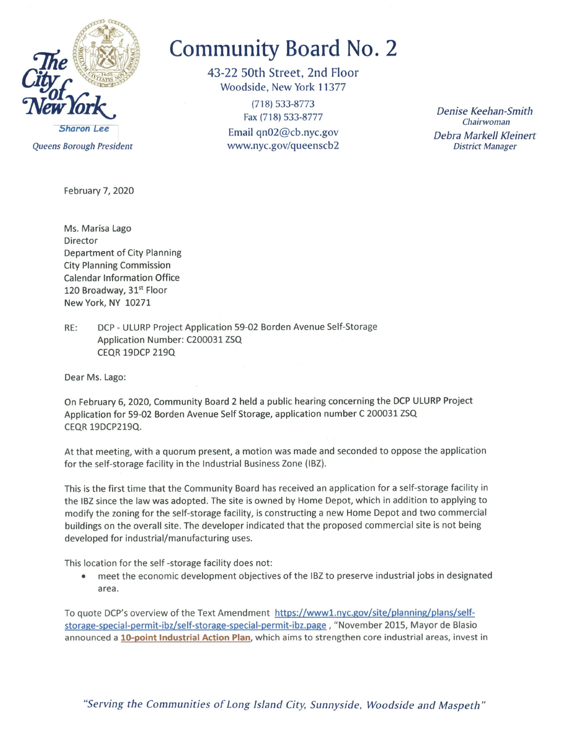# Community Board No. 2

43-22 50th Street, 2nd Floor
Woodside, New York 11377
(718) 533-8773
Fax (718) 533-8777
Email qn02@cb.nyc.gov
www.nyc.gov/queenscb2

The City of New York

Sharon Lee
*Queens Borough President*

*Denise Keehan-Smith*
*Chairwoman*
*Debra Markell Kleinert*
*District Manager*

February 7, 2020

Ms. Marisa Lago
Director
Department of City Planning
City Planning Commission
Calendar Information Office
120 Broadway, 31st Floor
New York, NY 10271

RE: DCP - ULURP Project Application 59-02 Borden Avenue Self-Storage
Application Number: C200031 ZSQ
CEQR 19DCP 219Q

Dear Ms. Lago:

On February 6, 2020, Community Board 2 held a public hearing concerning the DCP ULURP Project Application for 59-02 Borden Avenue Self Storage, application number C 200031 ZSQ CEQR 19DCP219Q.

At that meeting, with a quorum present, a motion was made and seconded to oppose the application for the self-storage facility in the Industrial Business Zone (IBZ).

This is the first time that the Community Board has received an application for a self-storage facility in the IBZ since the law was adopted. The site is owned by Home Depot, which in addition to applying to modify the zoning for the self-storage facility, is constructing a new Home Depot and two commercial buildings on the overall site. The developer indicated that the proposed commercial site is not being developed for industrial/manufacturing uses.

This location for the self -storage facility does not:

- meet the economic development objectives of the IBZ to preserve industrial jobs in designated area.

To quote DCP's overview of the Text Amendment https://www1.nyc.gov/site/planning/plans/self-storage-special-permit-ibz/self-storage-special-permit-ibz.page , "November 2015, Mayor de Blasio announced a **10-point Industrial Action Plan**, which aims to strengthen core industrial areas, invest in

*"Serving the Communities of Long Island City, Sunnyside, Woodside and Maspeth"*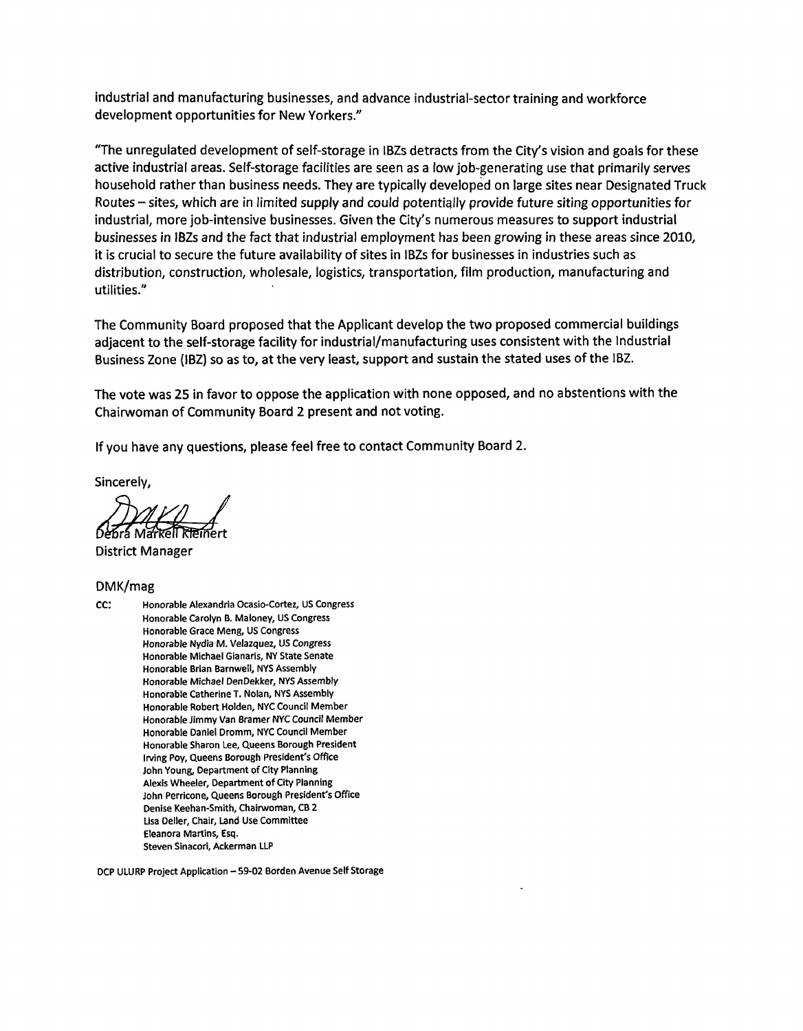industrial and manufacturing businesses, and advance industrial-sector training and workforce development opportunities for New Yorkers."

"The unregulated development of self-storage in IBZs detracts from the City's vision and goals for these active industrial areas. Self-storage facilities are seen as a low job-generating use that primarily serves household rather than business needs. They are typically developed on large sites near Designated Truck Routes – sites, which are in limited supply and could potentially provide future siting opportunities for industrial, more job-intensive businesses. Given the City's numerous measures to support industrial businesses in IBZs and the fact that industrial employment has been growing in these areas since 2010, it is crucial to secure the future availability of sites in IBZs for businesses in industries such as distribution, construction, wholesale, logistics, transportation, film production, manufacturing and utilities."

The Community Board proposed that the Applicant develop the two proposed commercial buildings adjacent to the self-storage facility for industrial/manufacturing uses consistent with the Industrial Business Zone (IBZ) so as to, at the very least, support and sustain the stated uses of the IBZ.

The vote was 25 in favor to oppose the application with none opposed, and no abstentions with the Chairwoman of Community Board 2 present and not voting.

If you have any questions, please feel free to contact Community Board 2.

Sincerely,

Debra Markell Kleinert
District Manager

DMK/mag

cc: Honorable Alexandria Ocasio-Cortez, US Congress
Honorable Carolyn B. Maloney, US Congress
Honorable Grace Meng, US Congress
Honorable Nydia M. Velazquez, US Congress
Honorable Michael Gianaris, NY State Senate
Honorable Brian Barnwell, NYS Assembly
Honorable Michael DenDekker, NYS Assembly
Honorable Catherine T. Nolan, NYS Assembly
Honorable Robert Holden, NYC Council Member
Honorable Jimmy Van Bramer NYC Council Member
Honorable Daniel Dromm, NYC Council Member
Honorable Sharon Lee, Queens Borough President
Irving Poy, Queens Borough President's Office
John Young, Department of City Planning
Alexis Wheeler, Department of City Planning
John Perricone, Queens Borough President's Office
Denise Keehan-Smith, Chairwoman, CB 2
Lisa Deller, Chair, Land Use Committee
Eleanora Martins, Esq.
Steven Sinacori, Ackerman LLP

DCP ULURP Project Application – 59-02 Borden Avenue Self Storage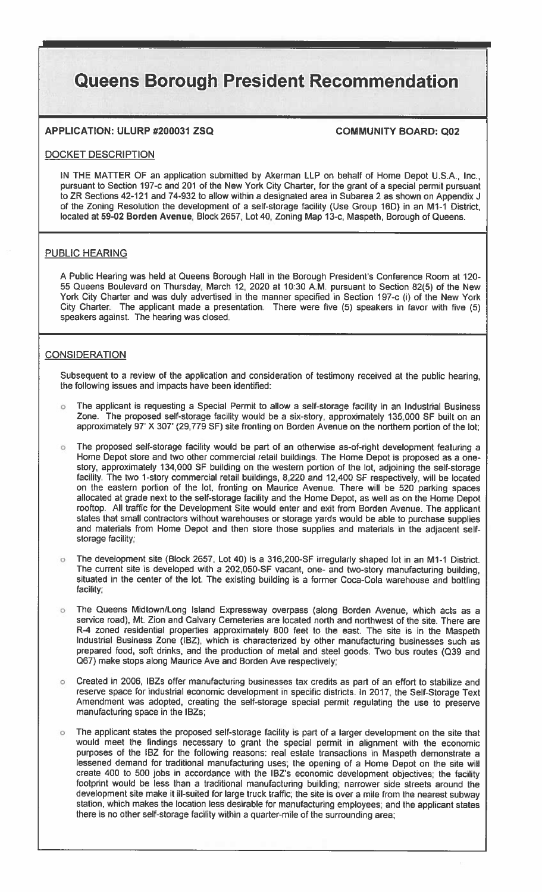# Queens Borough President Recommendation

**APPLICATION: ULURP #200031 ZSQ** **COMMUNITY BOARD: Q02**

## DOCKET DESCRIPTION

IN THE MATTER OF an application submitted by Akerman LLP on behalf of Home Depot U.S.A., Inc., pursuant to Section 197-c and 201 of the New York City Charter, for the grant of a special permit pursuant to ZR Sections 42-121 and 74-932 to allow within a designated area in Subarea 2 as shown on Appendix J of the Zoning Resolution the development of a self-storage facility (Use Group 16D) in an M1-1 District, located at **59-02 Borden Avenue**, Block 2657, Lot 40, Zoning Map 13-c, Maspeth, Borough of Queens.

## PUBLIC HEARING

A Public Hearing was held at Queens Borough Hall in the Borough President's Conference Room at 120-55 Queens Boulevard on Thursday, March 12, 2020 at 10:30 A.M. pursuant to Section 82(5) of the New York City Charter and was duly advertised in the manner specified in Section 197-c (i) of the New York City Charter. The applicant made a presentation. There were five (5) speakers in favor with five (5) speakers against. The hearing was closed.

## CONSIDERATION

Subsequent to a review of the application and consideration of testimony received at the public hearing, the following issues and impacts have been identified:

- The applicant is requesting a Special Permit to allow a self-storage facility in an Industrial Business Zone. The proposed self-storage facility would be a six-story, approximately 135,000 SF built on an approximately 97' X 307' (29,779 SF) site fronting on Borden Avenue on the northern portion of the lot;
- The proposed self-storage facility would be part of an otherwise as-of-right development featuring a Home Depot store and two other commercial retail buildings. The Home Depot is proposed as a one-story, approximately 134,000 SF building on the western portion of the lot, adjoining the self-storage facility. The two 1-story commercial retail buildings, 8,220 and 12,400 SF respectively, will be located on the eastern portion of the lot, fronting on Maurice Avenue. There will be 520 parking spaces allocated at grade next to the self-storage facility and the Home Depot, as well as on the Home Depot rooftop. All traffic for the Development Site would enter and exit from Borden Avenue. The applicant states that small contractors without warehouses or storage yards would be able to purchase supplies and materials from Home Depot and then store those supplies and materials in the adjacent self-storage facility;
- The development site (Block 2657, Lot 40) is a 316,200-SF irregularly shaped lot in an M1-1 District. The current site is developed with a 202,050-SF vacant, one- and two-story manufacturing building, situated in the center of the lot. The existing building is a former Coca-Cola warehouse and bottling facility;
- The Queens Midtown/Long Island Expressway overpass (along Borden Avenue, which acts as a service road), Mt. Zion and Calvary Cemeteries are located north and northwest of the site. There are R-4 zoned residential properties approximately 800 feet to the east. The site is in the Maspeth Industrial Business Zone (IBZ), which is characterized by other manufacturing businesses such as prepared food, soft drinks, and the production of metal and steel goods. Two bus routes (Q39 and Q67) make stops along Maurice Ave and Borden Ave respectively;
- Created in 2006, IBZs offer manufacturing businesses tax credits as part of an effort to stabilize and reserve space for industrial economic development in specific districts. In 2017, the Self-Storage Text Amendment was adopted, creating the self-storage special permit regulating the use to preserve manufacturing space in the IBZs;
- The applicant states the proposed self-storage facility is part of a larger development on the site that would meet the findings necessary to grant the special permit in alignment with the economic purposes of the IBZ for the following reasons: real estate transactions in Maspeth demonstrate a lessened demand for traditional manufacturing uses; the opening of a Home Depot on the site will create 400 to 500 jobs in accordance with the IBZ's economic development objectives; the facility footprint would be less than a traditional manufacturing building; narrower side streets around the development site make it ill-suited for large truck traffic; the site is over a mile from the nearest subway station, which makes the location less desirable for manufacturing employees; and the applicant states there is no other self-storage facility within a quarter-mile of the surrounding area;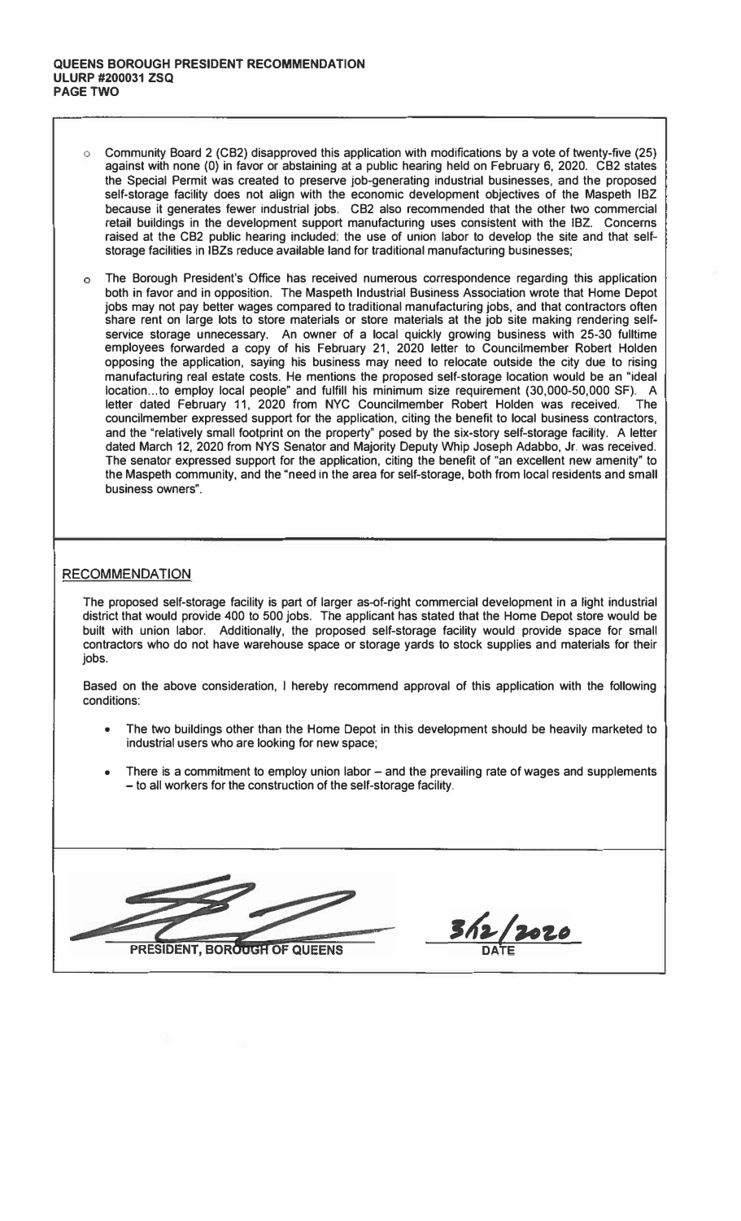**QUEENS BOROUGH PRESIDENT RECOMMENDATION**
**ULURP #200031 ZSQ**
**PAGE TWO**

- Community Board 2 (CB2) disapproved this application with modifications by a vote of twenty-five (25) against with none (0) in favor or abstaining at a public hearing held on February 6, 2020. CB2 states the Special Permit was created to preserve job-generating industrial businesses, and the proposed self-storage facility does not align with the economic development objectives of the Maspeth IBZ because it generates fewer industrial jobs. CB2 also recommended that the other two commercial retail buildings in the development support manufacturing uses consistent with the IBZ. Concerns raised at the CB2 public hearing included: the use of union labor to develop the site and that self-storage facilities in IBZs reduce available land for traditional manufacturing businesses;

- The Borough President's Office has received numerous correspondence regarding this application both in favor and in opposition. The Maspeth Industrial Business Association wrote that Home Depot jobs may not pay better wages compared to traditional manufacturing jobs, and that contractors often share rent on large lots to store materials or store materials at the job site making rendering self-service storage unnecessary. An owner of a local quickly growing business with 25-30 fulltime employees forwarded a copy of his February 21, 2020 letter to Councilmember Robert Holden opposing the application, saying his business may need to relocate outside the city due to rising manufacturing real estate costs. He mentions the proposed self-storage location would be an "ideal location…to employ local people" and fulfill his minimum size requirement (30,000-50,000 SF). A letter dated February 11, 2020 from NYC Councilmember Robert Holden was received. The councilmember expressed support for the application, citing the benefit to local business contractors, and the "relatively small footprint on the property" posed by the six-story self-storage facility. A letter dated March 12, 2020 from NYS Senator and Majority Deputy Whip Joseph Adabbo, Jr. was received. The senator expressed support for the application, citing the benefit of "an excellent new amenity" to the Maspeth community, and the "need in the area for self-storage, both from local residents and small business owners".

## RECOMMENDATION

The proposed self-storage facility is part of larger as-of-right commercial development in a light industrial district that would provide 400 to 500 jobs. The applicant has stated that the Home Depot store would be built with union labor. Additionally, the proposed self-storage facility would provide space for small contractors who do not have warehouse space or storage yards to stock supplies and materials for their jobs.

Based on the above consideration, I hereby recommend approval of this application with the following conditions:

- The two buildings other than the Home Depot in this development should be heavily marketed to industrial users who are looking for new space;
- There is a commitment to employ union labor – and the prevailing rate of wages and supplements – to all workers for the construction of the self-storage facility.

PRESIDENT, BOROUGH OF QUEENS

3/12/2020
DATE